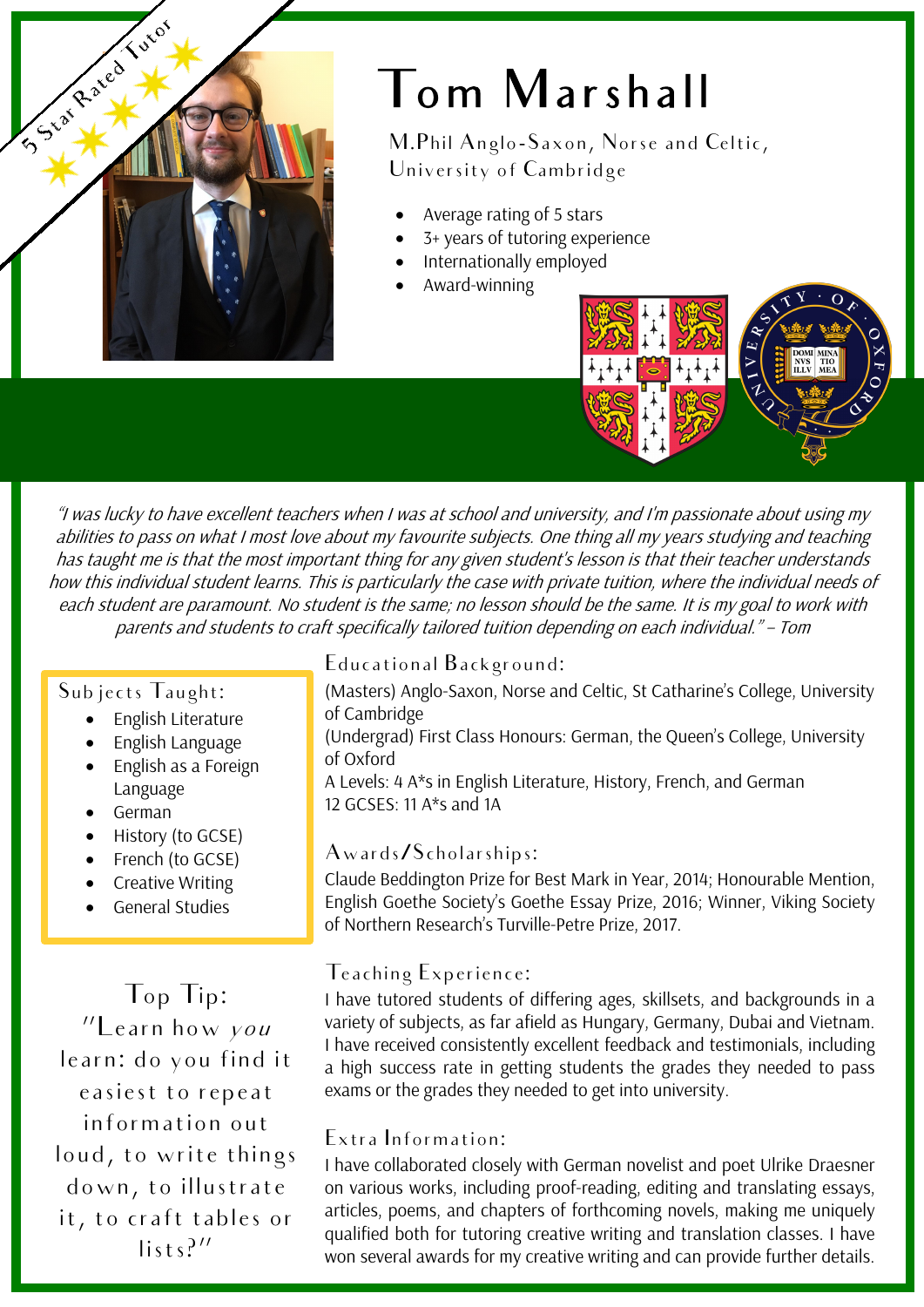5 Star Rated Tutor

# Tom Marshall

M.Phil Anglo-Saxon, Norse and Celtic, University of Cambridge

- Average rating of 5 stars
- 3+ years of tutoring experience
- Internationally employed
- Award-winning

*"I was lucky to have excellent teachers when I was at school and university, and I'm passionate about using my abilities to pass on what I most love about my favourite subjects. One thing all my years studying and teaching has taught me is that the most important thing for any given student's lesson is that their teacher understands how this individual student learns. This is particularly the case with private tuition, where the individual needs of each student are paramount. No student is the same; no lesson should be the same. It is my goal to work with parents and students to craft specifically tailored tuition depending on each individual." – Tom*

## Subjects Taught:

- English Literature
- English Language
- English as a Foreign Language
- German
- History (to GCSE)
- French (to GCSE)
- Creative Writing
- General Studies

## Top Tip:

"Learn how *you* learn: do you find it easiest to repeat information out loud, to write things down, to illustrate it, to craft tables or lists?"

## Educational Background:

(Masters) Anglo-Saxon, Norse and Celtic, St Catharine's College, University of Cambridge
(Undergrad) First Class Honours: German, the Queen's College, University of Oxford
A Levels: 4 A*s in English Literature, History, French, and German
12 GCSES: 11 A*s and 1A

## Awards/Scholarships:

Claude Beddington Prize for Best Mark in Year, 2014; Honourable Mention, English Goethe Society's Goethe Essay Prize, 2016; Winner, Viking Society of Northern Research's Turville-Petre Prize, 2017.

## Teaching Experience:

I have tutored students of differing ages, skillsets, and backgrounds in a variety of subjects, as far afield as Hungary, Germany, Dubai and Vietnam. I have received consistently excellent feedback and testimonials, including a high success rate in getting students the grades they needed to pass exams or the grades they needed to get into university.

## Extra Information:

I have collaborated closely with German novelist and poet Ulrike Draesner on various works, including proof-reading, editing and translating essays, articles, poems, and chapters of forthcoming novels, making me uniquely qualified both for tutoring creative writing and translation classes. I have won several awards for my creative writing and can provide further details.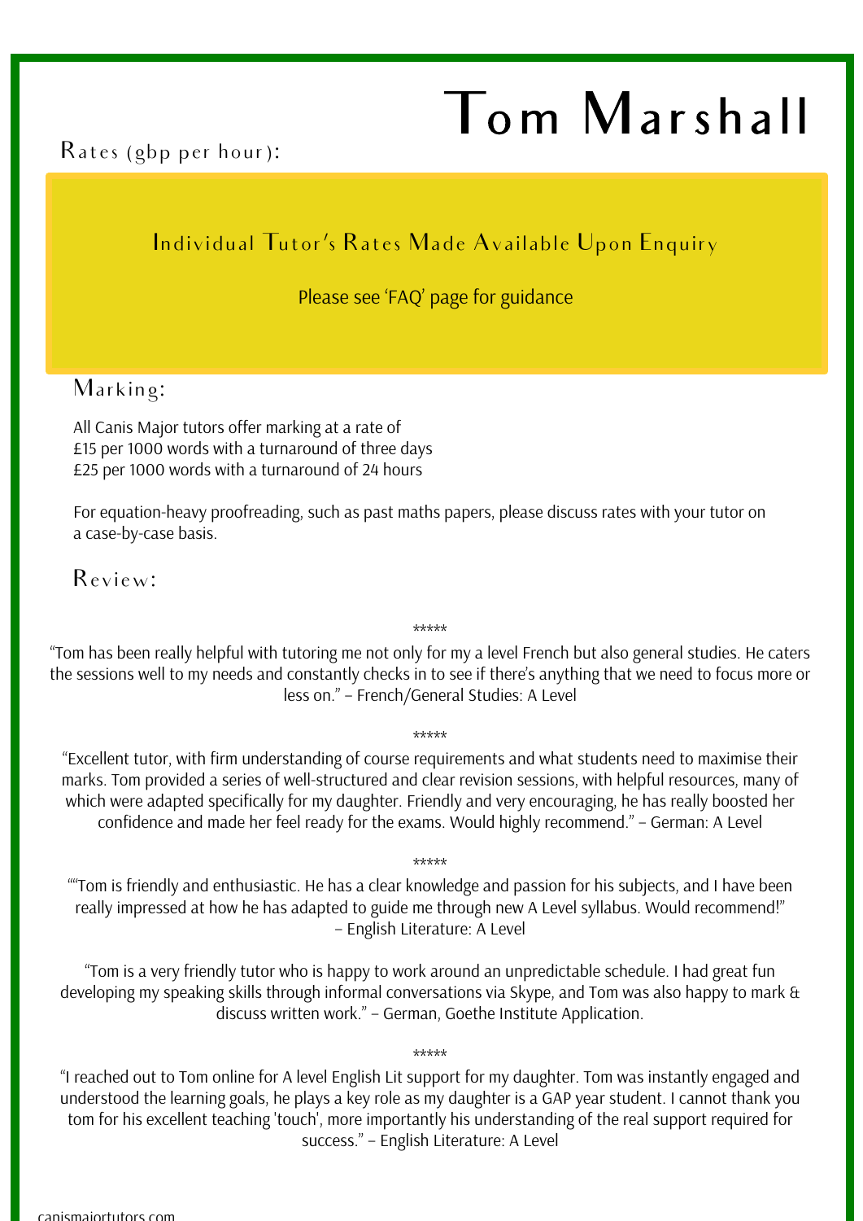# Tom Marshall

## Rates (gbp per hour):

**Individual Tutor's Rates Made Available Upon Enquiry**

Please see 'FAQ' page for guidance

## Marking:

All Canis Major tutors offer marking at a rate of
£15 per 1000 words with a turnaround of three days
£25 per 1000 words with a turnaround of 24 hours

For equation-heavy proofreading, such as past maths papers, please discuss rates with your tutor on a case-by-case basis.

## Review:

*****

"Tom has been really helpful with tutoring me not only for my a level French but also general studies. He caters the sessions well to my needs and constantly checks in to see if there's anything that we need to focus more or less on." – French/General Studies: A Level

*****

"Excellent tutor, with firm understanding of course requirements and what students need to maximise their marks. Tom provided a series of well-structured and clear revision sessions, with helpful resources, many of which were adapted specifically for my daughter. Friendly and very encouraging, he has really boosted her confidence and made her feel ready for the exams. Would highly recommend." – German: A Level

*****

""Tom is friendly and enthusiastic. He has a clear knowledge and passion for his subjects, and I have been really impressed at how he has adapted to guide me through new A Level syllabus. Would recommend!" – English Literature: A Level

"Tom is a very friendly tutor who is happy to work around an unpredictable schedule. I had great fun developing my speaking skills through informal conversations via Skype, and Tom was also happy to mark & discuss written work." – German, Goethe Institute Application.

*****

"I reached out to Tom online for A level English Lit support for my daughter. Tom was instantly engaged and understood the learning goals, he plays a key role as my daughter is a GAP year student. I cannot thank you tom for his excellent teaching 'touch', more importantly his understanding of the real support required for success." – English Literature: A Level